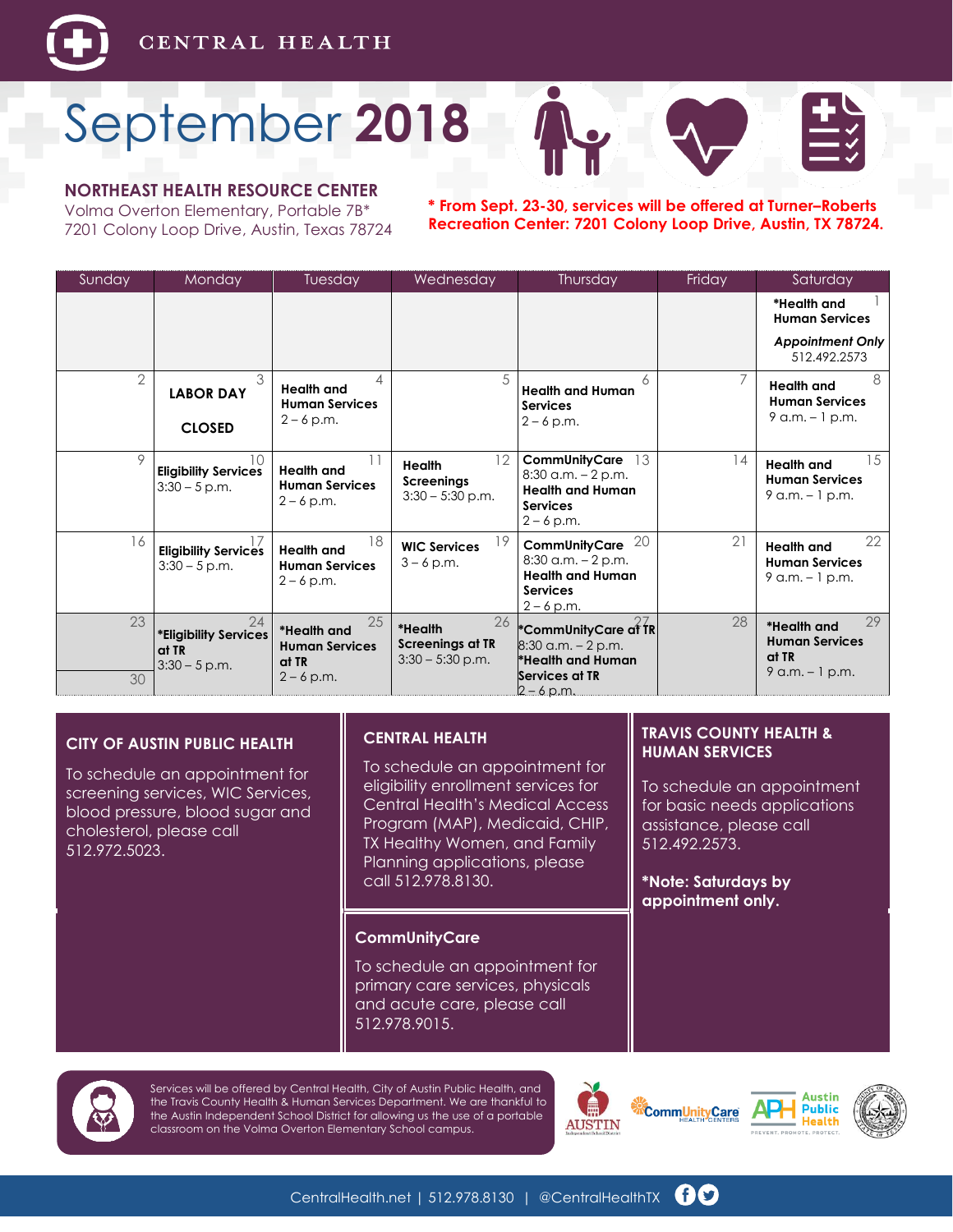CENTRAL HEALTH

# September 2018

## NORTHEAST HEALTH RESOURCE CENTER

Volma Overton Elementary, Portable 7B*
7201 Colony Loop Drive, Austin, Texas 78724

*** From Sept. 23-30, services will be offered at Turner–Roberts Recreation Center: 7201 Colony Loop Drive, Austin, TX 78724.**

| Sunday | Monday | Tuesday | Wednesday | Thursday | Friday | Saturday |
|---|---|---|---|---|---|---|
| | | | | | | 1 **\*Health and Human Services** *Appointment Only* 512.492.2573 |
| 2 | 3 **LABOR DAY** **CLOSED** | 4 **Health and Human Services** 2 – 6 p.m. | 5 | 6 **Health and Human Services** 2 – 6 p.m. | 7 | 8 **Health and Human Services** 9 a.m. – 1 p.m. |
| 9 | 10 **Eligibility Services** 3:30 – 5 p.m. | 11 **Health and Human Services** 2 – 6 p.m. | 12 **Health Screenings** 3:30 – 5:30 p.m. | 13 **CommUnityCare** 8:30 a.m. – 2 p.m. **Health and Human Services** 2 – 6 p.m. | 14 | 15 **Health and Human Services** 9 a.m. – 1 p.m. |
| 16 | 17 **Eligibility Services** 3:30 – 5 p.m. | 18 **Health and Human Services** 2 – 6 p.m. | 19 **WIC Services** 3 – 6 p.m. | 20 **CommUnityCare** 8:30 a.m. – 2 p.m. **Health and Human Services** 2 – 6 p.m. | 21 | 22 **Health and Human Services** 9 a.m. – 1 p.m. |
| 23 / 30 | 24 **\*Eligibility Services at TR** 3:30 – 5 p.m. | 25 **\*Health and Human Services at TR** 2 – 6 p.m. | 26 **\*Health Screenings at TR** 3:30 – 5:30 p.m. | 27 **\*CommUnityCare at TR** 8:30 a.m. – 2 p.m. **\*Health and Human Services at TR** 2 – 6 p.m. | 28 | 29 **\*Health and Human Services at TR** 9 a.m. – 1 p.m. |

### CITY OF AUSTIN PUBLIC HEALTH

To schedule an appointment for screening services, WIC Services, blood pressure, blood sugar and cholesterol, please call 512.972.5023.

### CENTRAL HEALTH

To schedule an appointment for eligibility enrollment services for Central Health's Medical Access Program (MAP), Medicaid, CHIP, TX Healthy Women, and Family Planning applications, please call 512.978.8130.

### CommUnityCare

To schedule an appointment for primary care services, physicals and acute care, please call 512.978.9015.

### TRAVIS COUNTY HEALTH & HUMAN SERVICES

To schedule an appointment for basic needs applications assistance, please call 512.492.2573.

**\*Note: Saturdays by appointment only.**

Services will be offered by Central Health, City of Austin Public Health, and the Travis County Health & Human Services Department. We are thankful to the Austin Independent School District for allowing us the use of a portable classroom on the Volma Overton Elementary School campus.

CentralHealth.net | 512.978.8130 | @CentralHealthTX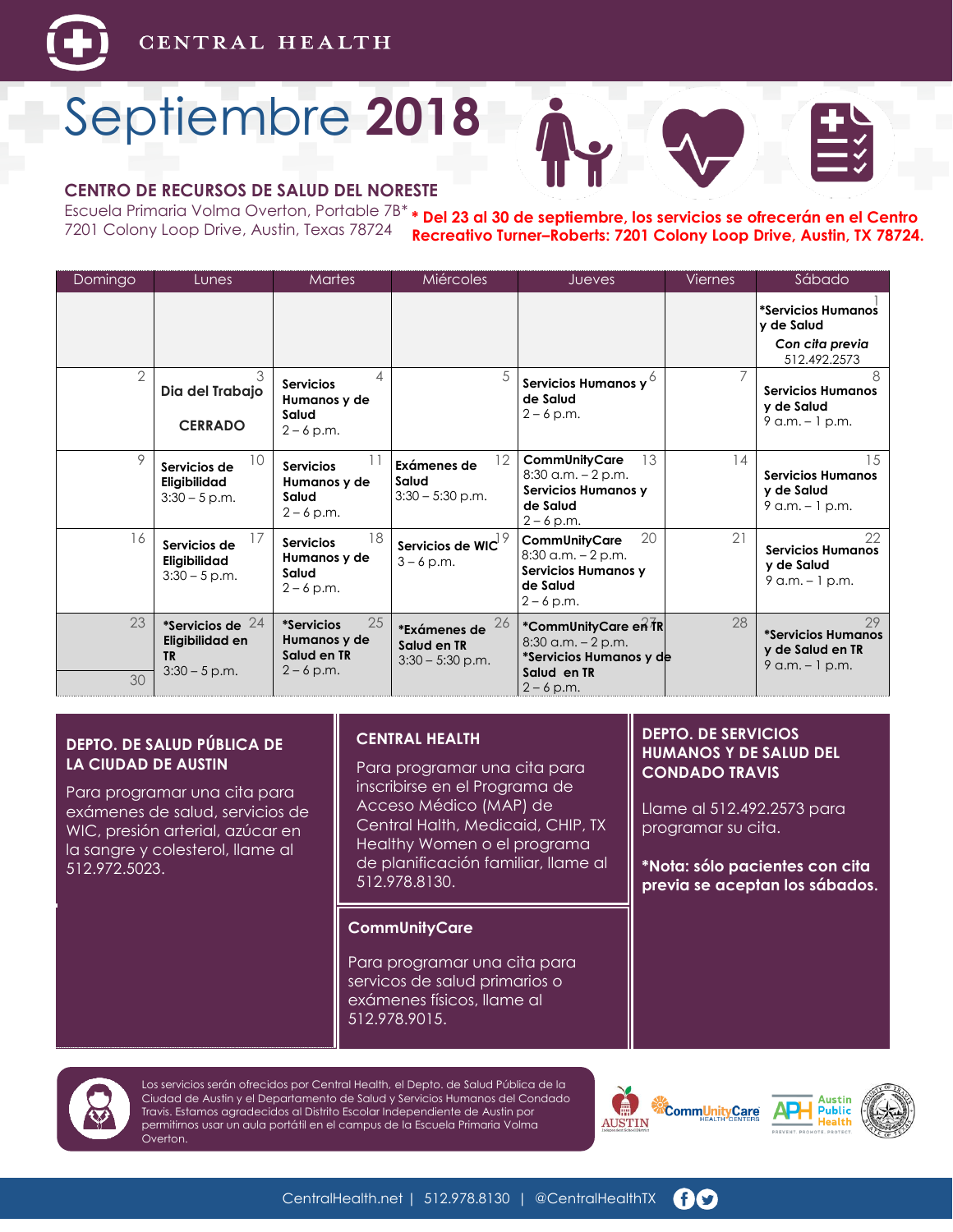CENTRAL HEALTH

# Septiembre **2018**

## CENTRO DE RECURSOS DE SALUD DEL NORESTE

Escuela Primaria Volma Overton, Portable 7B*
7201 Colony Loop Drive, Austin, Texas 78724

*** Del 23 al 30 de septiembre, los servicios se ofrecerán en el Centro Recreativo Turner–Roberts: 7201 Colony Loop Drive, Austin, TX 78724.**

| Domingo | Lunes | Martes | Miércoles | Jueves | Viernes | Sábado |
|---|---|---|---|---|---|---|
| | | | | | | 1 **\*Servicios Humanos y de Salud** *Con cita previa* 512.492.2573 |
| 2 | 3 **Dia del Trabajo** **CERRADO** | 4 **Servicios Humanos y de Salud** 2 – 6 p.m. | 5 | 6 **Servicios Humanos y de Salud** 2 – 6 p.m. | 7 | 8 **Servicios Humanos y de Salud** 9 a.m. – 1 p.m. |
| 9 | 10 **Servicios de Eligibilidad** 3:30 – 5 p.m. | 11 **Servicios Humanos y de Salud** 2 – 6 p.m. | 12 **Exámenes de Salud** 3:30 – 5:30 p.m. | 13 **CommUnityCare** 8:30 a.m. – 2 p.m. **Servicios Humanos y de Salud** 2 – 6 p.m. | 14 | 15 **Servicios Humanos y de Salud** 9 a.m. – 1 p.m. |
| 16 | 17 **Servicios de Eligibilidad** 3:30 – 5 p.m. | 18 **Servicios Humanos y de Salud** 2 – 6 p.m. | 19 **Servicios de WIC** 3 – 6 p.m. | 20 **CommUnityCare** 8:30 a.m. – 2 p.m. **Servicios Humanos y de Salud** 2 – 6 p.m. | 21 | 22 **Servicios Humanos y de Salud** 9 a.m. – 1 p.m. |
| 23 / 30 | 24 **\*Servicios de Eligibilidad en TR** 3:30 – 5 p.m. | 25 **\*Servicios Humanos y de Salud en TR** 2 – 6 p.m. | 26 **\*Exámenes de Salud en TR** 3:30 – 5:30 p.m. | 27 **\*CommUnityCare en TR** 8:30 a.m. – 2 p.m. **\*Servicios Humanos y de Salud en TR** 2 – 6 p.m. | 28 | 29 **\*Servicios Humanos y de Salud en TR** 9 a.m. – 1 p.m. |

### DEPTO. DE SALUD PÚBLICA DE LA CIUDAD DE AUSTIN

Para programar una cita para exámenes de salud, servicios de WIC, presión arterial, azúcar en la sangre y colesterol, llame al 512.972.5023.

### CENTRAL HEALTH

Para programar una cita para inscribirse en el Programa de Acceso Médico (MAP) de Central Halth, Medicaid, CHIP, TX Healthy Women o el programa de planificación familiar, llame al 512.978.8130.

### CommUnityCare

Para programar una cita para servicos de salud primarios o exámenes físicos, llame al 512.978.9015.

### DEPTO. DE SERVICIOS HUMANOS Y DE SALUD DEL CONDADO TRAVIS

Llame al 512.492.2573 para programar su cita.

**\*Nota: sólo pacientes con cita previa se aceptan los sábados.**

Los servicios serán ofrecidos por Central Health, el Depto. de Salud Pública de la Ciudad de Austin y el Departamento de Salud y Servicios Humanos del Condado Travis. Estamos agradecidos al Distrito Escolar Independiente de Austin por permitirnos usar un aula portátil en el campus de la Escuela Primaria Volma Overton.

CentralHealth.net | 512.978.8130 | @CentralHealthTX